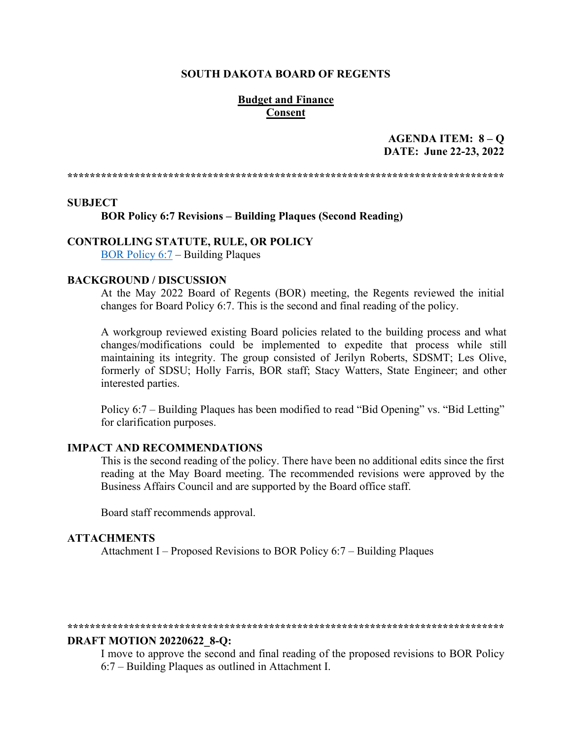**SOUTH DAKOTA BOARD OF REGENTS**

**Budget and Finance**
**Consent**

**AGENDA ITEM: 8 – Q**
**DATE: June 22-23, 2022**

******************************************************************************

**SUBJECT**

**BOR Policy 6:7 Revisions – Building Plaques (Second Reading)**

**CONTROLLING STATUTE, RULE, OR POLICY**

BOR Policy 6:7 – Building Plaques

**BACKGROUND / DISCUSSION**

At the May 2022 Board of Regents (BOR) meeting, the Regents reviewed the initial changes for Board Policy 6:7. This is the second and final reading of the policy.

A workgroup reviewed existing Board policies related to the building process and what changes/modifications could be implemented to expedite that process while still maintaining its integrity. The group consisted of Jerilyn Roberts, SDSMT; Les Olive, formerly of SDSU; Holly Farris, BOR staff; Stacy Watters, State Engineer; and other interested parties.

Policy 6:7 – Building Plaques has been modified to read "Bid Opening" vs. "Bid Letting" for clarification purposes.

**IMPACT AND RECOMMENDATIONS**

This is the second reading of the policy. There have been no additional edits since the first reading at the May Board meeting. The recommended revisions were approved by the Business Affairs Council and are supported by the Board office staff.

Board staff recommends approval.

**ATTACHMENTS**

Attachment I – Proposed Revisions to BOR Policy 6:7 – Building Plaques

******************************************************************************

**DRAFT MOTION 20220622_8-Q:**

I move to approve the second and final reading of the proposed revisions to BOR Policy 6:7 – Building Plaques as outlined in Attachment I.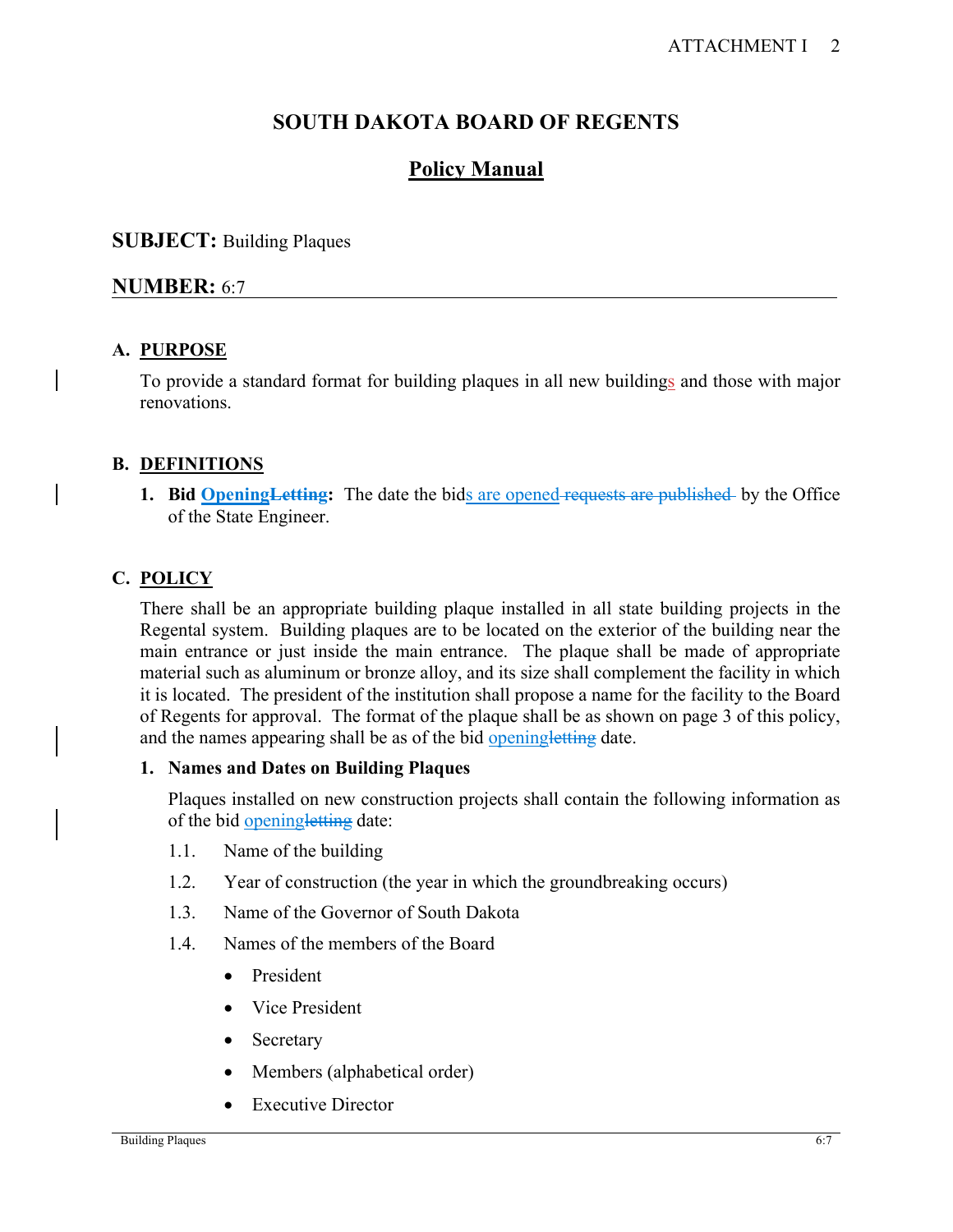# SOUTH DAKOTA BOARD OF REGENTS

## Policy Manual

**SUBJECT:** Building Plaques

**NUMBER:** 6:7

## A. PURPOSE

To provide a standard format for building plaques in all new buildings and those with major renovations.

## B. DEFINITIONS

1. **Bid ~~Letting~~Opening:** The date the bids are opened ~~requests are published~~ by the Office of the State Engineer.

## C. POLICY

There shall be an appropriate building plaque installed in all state building projects in the Regental system. Building plaques are to be located on the exterior of the building near the main entrance or just inside the main entrance. The plaque shall be made of appropriate material such as aluminum or bronze alloy, and its size shall complement the facility in which it is located. The president of the institution shall propose a name for the facility to the Board of Regents for approval. The format of the plaque shall be as shown on page 3 of this policy, and the names appearing shall be as of the bid opening~~letting~~ date.

### 1. Names and Dates on Building Plaques

Plaques installed on new construction projects shall contain the following information as of the bid opening~~letting~~ date:

1.1. Name of the building

1.2. Year of construction (the year in which the groundbreaking occurs)

1.3. Name of the Governor of South Dakota

1.4. Names of the members of the Board

- President
- Vice President
- Secretary
- Members (alphabetical order)
- Executive Director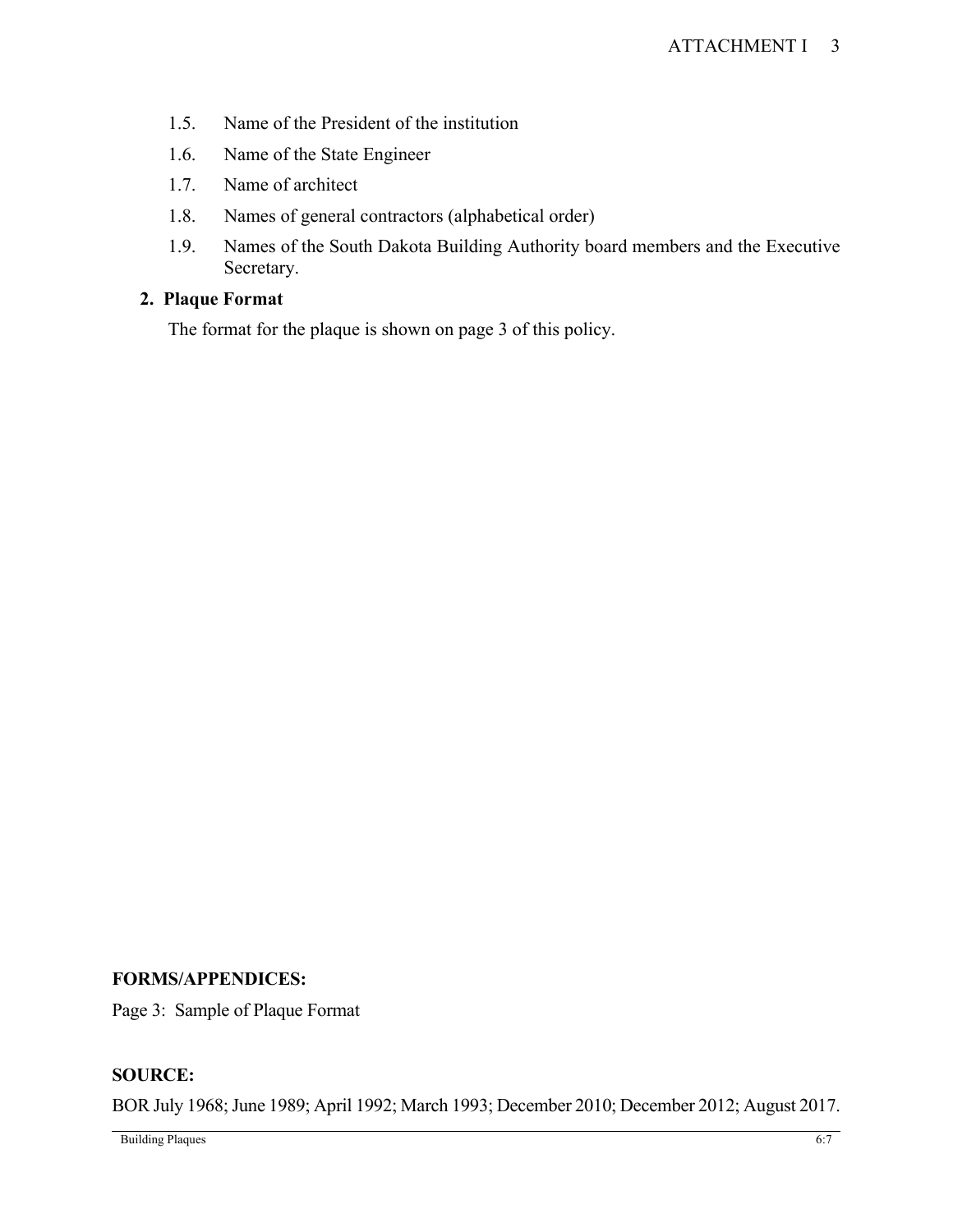1.5. Name of the President of the institution

1.6. Name of the State Engineer

1.7. Name of architect

1.8. Names of general contractors (alphabetical order)

1.9. Names of the South Dakota Building Authority board members and the Executive Secretary.

**2. Plaque Format**

The format for the plaque is shown on page 3 of this policy.

**FORMS/APPENDICES:**

Page 3: Sample of Plaque Format

**SOURCE:**

BOR July 1968; June 1989; April 1992; March 1993; December 2010; December 2012; August 2017.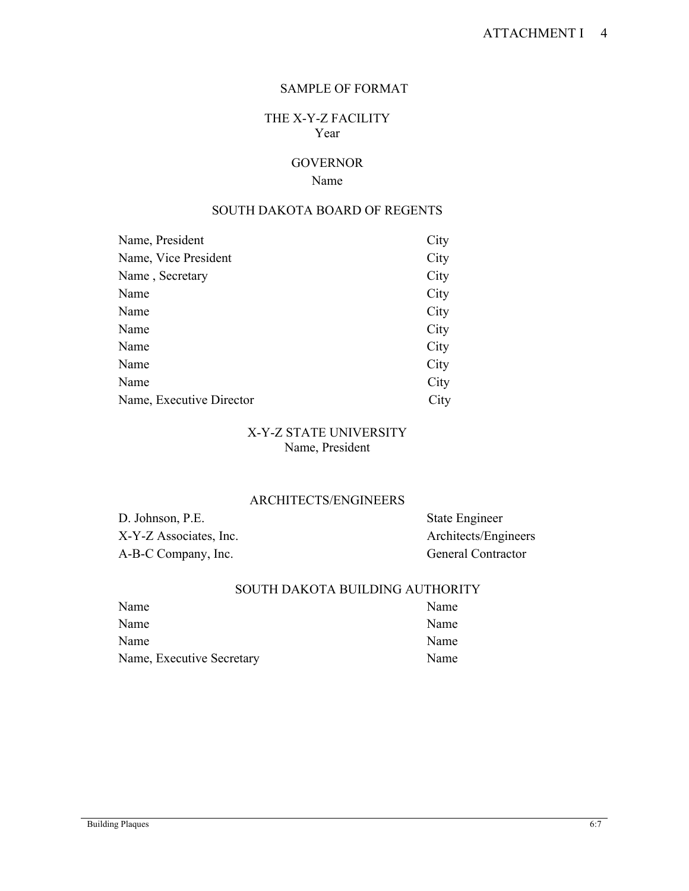SAMPLE OF FORMAT

THE X-Y-Z FACILITY
Year

GOVERNOR
Name

SOUTH DAKOTA BOARD OF REGENTS

| | |
|---|---|
| Name, President | City |
| Name, Vice President | City |
| Name , Secretary | City |
| Name | City |
| Name | City |
| Name | City |
| Name | City |
| Name | City |
| Name | City |
| Name, Executive Director | City |

X-Y-Z STATE UNIVERSITY
Name, President

ARCHITECTS/ENGINEERS

| | |
|---|---|
| D. Johnson, P.E. | State Engineer |
| X-Y-Z Associates, Inc. | Architects/Engineers |
| A-B-C Company, Inc. | General Contractor |

SOUTH DAKOTA BUILDING AUTHORITY

| | |
|---|---|
| Name | Name |
| Name | Name |
| Name | Name |
| Name, Executive Secretary | Name |